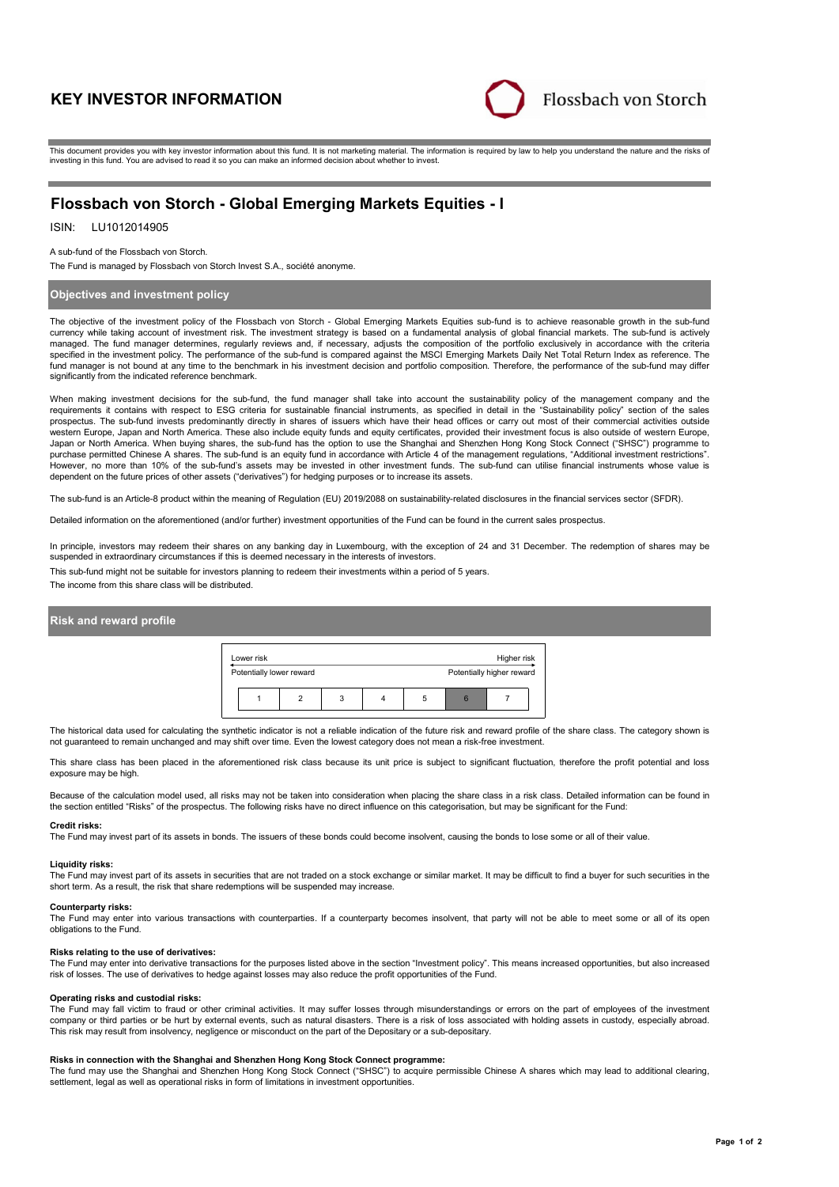# KEY INVESTOR INFORMATION

Flossbach von Storch

This document provides you with key investor information about this fund. It is not marketing material. The information is required by law to help you understand the nature and the risks of investing in this fund. You are advised to read it so you can make an informed decision about whether to invest.

## Flossbach von Storch - Global Emerging Markets Equities - I

ISIN: LU1012014905

A sub-fund of the Flossbach von Storch.

The Fund is managed by Flossbach von Storch Invest S.A., société anonyme.

### Objectives and investment policy

The objective of the investment policy of the Flossbach von Storch - Global Emerging Markets Equities sub-fund is to achieve reasonable growth in the sub-fund currency while taking account of investment risk. The investment strategy is based on a fundamental analysis of global financial markets. The sub-fund is actively managed. The fund manager determines, regularly reviews and, if necessary, adjusts the composition of the portfolio exclusively in accordance with the criteria specified in the investment policy. The performance of the sub-fund is compared against the MSCI Emerging Markets Daily Net Total Return Index as reference. The fund manager is not bound at any time to the benchmark in his investment decision and portfolio composition. Therefore, the performance of the sub-fund may differ significantly from the indicated reference benchmark.

When making investment decisions for the sub-fund, the fund manager shall take into account the sustainability policy of the management company and the requirements it contains with respect to ESG criteria for sustainable financial instruments, as specified in detail in the "Sustainability policy" section of the sales prospectus. The sub-fund invests predominantly directly in shares of issuers which have their head offices or carry out most of their commercial activities outside western Europe, Japan and North America. These also include equity funds and equity certificates, provided their investment focus is also outside of western Europe, Japan or North America. When buying shares, the sub-fund has the option to use the Shanghai and Shenzhen Hong Kong Stock Connect ("SHSC") programme to purchase permitted Chinese A shares. The sub-fund is an equity fund in accordance with Article 4 of the management regulations, "Additional investment restrictions". However, no more than 10% of the sub-fund's assets may be invested in other investment funds. The sub-fund can utilise financial instruments whose value is dependent on the future prices of other assets ("derivatives") for hedging purposes or to increase its assets.

The sub-fund is an Article-8 product within the meaning of Regulation (EU) 2019/2088 on sustainability-related disclosures in the financial services sector (SFDR).

Detailed information on the aforementioned (and/or further) investment opportunities of the Fund can be found in the current sales prospectus.

In principle, investors may redeem their shares on any banking day in Luxembourg, with the exception of 24 and 31 December. The redemption of shares may be suspended in extraordinary circumstances if this is deemed necessary in the interests of investors.

This sub-fund might not be suitable for investors planning to redeem their investments within a period of 5 years.

The income from this share class will be distributed.

### Risk and reward profile

| Lower risk | | | | | | Higher risk |
|---|---|---|---|---|---|---|
| Potentially lower reward | | | | | | Potentially higher reward |
| 1 | 2 | 3 | 4 | 5 | **6** | 7 |

The historical data used for calculating the synthetic indicator is not a reliable indication of the future risk and reward profile of the share class. The category shown is not guaranteed to remain unchanged and may shift over time. Even the lowest category does not mean a risk-free investment.

This share class has been placed in the aforementioned risk class because its unit price is subject to significant fluctuation, therefore the profit potential and loss exposure may be high.

Because of the calculation model used, all risks may not be taken into consideration when placing the share class in a risk class. Detailed information can be found in the section entitled "Risks" of the prospectus. The following risks have no direct influence on this categorisation, but may be significant for the Fund:

**Credit risks:**
The Fund may invest part of its assets in bonds. The issuers of these bonds could become insolvent, causing the bonds to lose some or all of their value.

**Liquidity risks:**
The Fund may invest part of its assets in securities that are not traded on a stock exchange or similar market. It may be difficult to find a buyer for such securities in the short term. As a result, the risk that share redemptions will be suspended may increase.

**Counterparty risks:**
The Fund may enter into various transactions with counterparties. If a counterparty becomes insolvent, that party will not be able to meet some or all of its open obligations to the Fund.

**Risks relating to the use of derivatives:**
The Fund may enter into derivative transactions for the purposes listed above in the section "Investment policy". This means increased opportunities, but also increased risk of losses. The use of derivatives to hedge against losses may also reduce the profit opportunities of the Fund.

**Operating risks and custodial risks:**
The Fund may fall victim to fraud or other criminal activities. It may suffer losses through misunderstandings or errors on the part of employees of the investment company or third parties or be hurt by external events, such as natural disasters. There is a risk of loss associated with holding assets in custody, especially abroad. This risk may result from insolvency, negligence or misconduct on the part of the Depositary or a sub-depositary.

**Risks in connection with the Shanghai and Shenzhen Hong Kong Stock Connect programme:**
The fund may use the Shanghai and Shenzhen Hong Kong Stock Connect ("SHSC") to acquire permissible Chinese A shares which may lead to additional clearing, settlement, legal as well as operational risks in form of limitations in investment opportunities.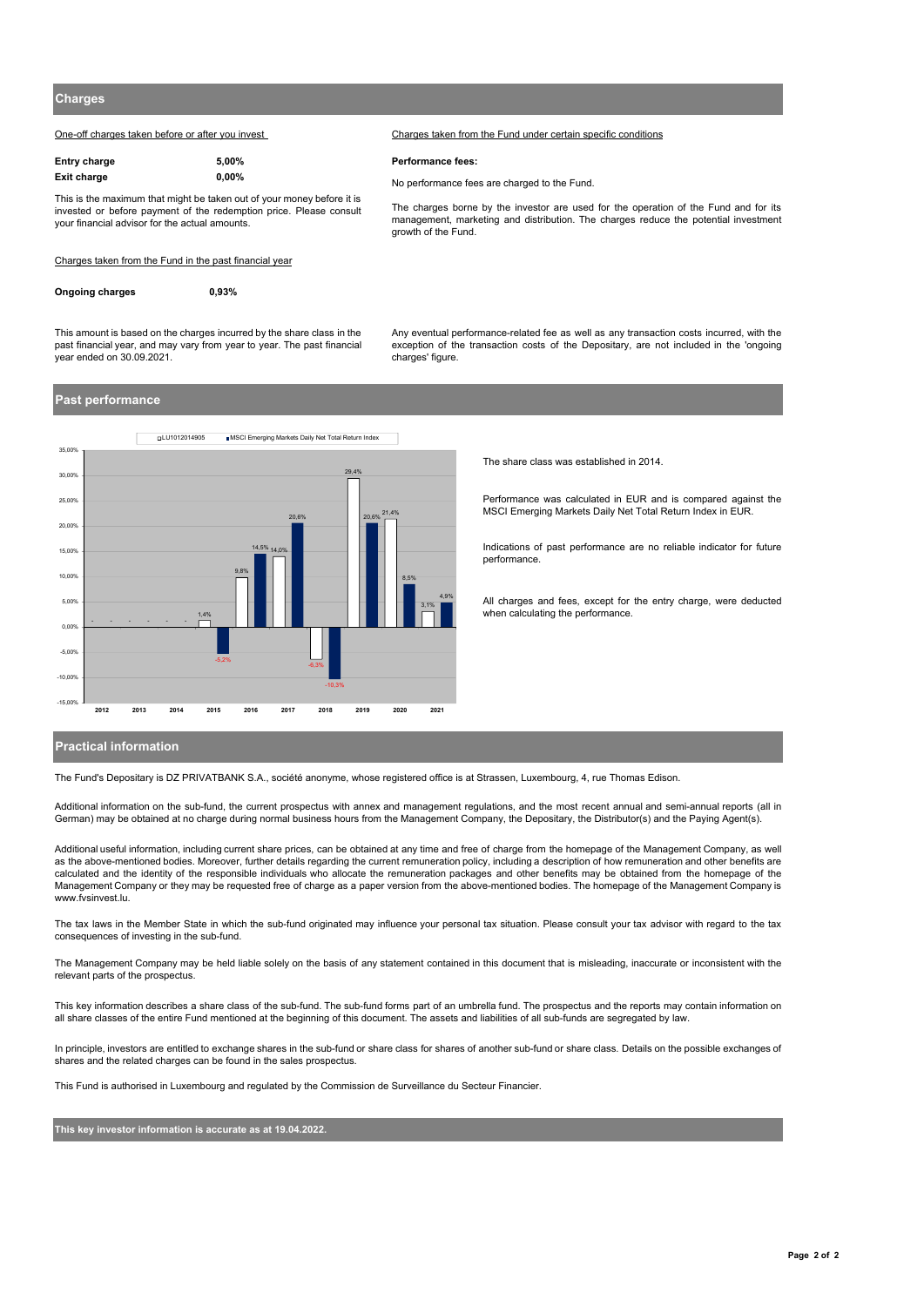## Charges

One-off charges taken before or after you invest

| | |
|---|---|
| **Entry charge** | **5,00%** |
| **Exit charge** | **0,00%** |

This is the maximum that might be taken out of your money before it is invested or before payment of the redemption price. Please consult your financial advisor for the actual amounts.

Charges taken from the Fund in the past financial year

| | |
|---|---|
| **Ongoing charges** | **0,93%** |

This amount is based on the charges incurred by the share class in the past financial year, and may vary from year to year. The past financial year ended on 30.09.2021.

Charges taken from the Fund under certain specific conditions

**Performance fees:**

No performance fees are charged to the Fund.

The charges borne by the investor are used for the operation of the Fund and for its management, marketing and distribution. The charges reduce the potential investment growth of the Fund.

Any eventual performance-related fee as well as any transaction costs incurred, with the exception of the transaction costs of the Depositary, are not included in the 'ongoing charges' figure.

## Past performance

LU1012014905
MSCI Emerging Markets Daily Net Total Return Index

35,00%
30,00%
25,00%
20,00%
15,00%
10,00%
5,00%
0,00%
-5,00%
-10,00%
-15,00%

2012 2013 2014 2015 2016 2017 2018 2019 2020 2021

1,4% -5,2% 9,8% 14,5% 14,0% 20,6% -6,3% -10,3% 29,4% 20,6% 21,4% 8,5% 3,1% 4,9%

The share class was established in 2014.

Performance was calculated in EUR and is compared against the MSCI Emerging Markets Daily Net Total Return Index in EUR.

Indications of past performance are no reliable indicator for future performance.

All charges and fees, except for the entry charge, were deducted when calculating the performance.

## Practical information

The Fund's Depositary is DZ PRIVATBANK S.A., société anonyme, whose registered office is at Strassen, Luxembourg, 4, rue Thomas Edison.

Additional information on the sub-fund, the current prospectus with annex and management regulations, and the most recent annual and semi-annual reports (all in German) may be obtained at no charge during normal business hours from the Management Company, the Depositary, the Distributor(s) and the Paying Agent(s).

Additional useful information, including current share prices, can be obtained at any time and free of charge from the homepage of the Management Company, as well as the above-mentioned bodies. Moreover, further details regarding the current remuneration policy, including a description of how remuneration and other benefits are calculated and the identity of the responsible individuals who allocate the remuneration packages and other benefits may be obtained from the homepage of the Management Company or they may be requested free of charge as a paper version from the above-mentioned bodies. The homepage of the Management Company is www.fvsinvest.lu.

The tax laws in the Member State in which the sub-fund originated may influence your personal tax situation. Please consult your tax advisor with regard to the tax consequences of investing in the sub-fund.

The Management Company may be held liable solely on the basis of any statement contained in this document that is misleading, inaccurate or inconsistent with the relevant parts of the prospectus.

This key information describes a share class of the sub-fund. The sub-fund forms part of an umbrella fund. The prospectus and the reports may contain information on all share classes of the entire Fund mentioned at the beginning of this document. The assets and liabilities of all sub-funds are segregated by law.

In principle, investors are entitled to exchange shares in the sub-fund or share class for shares of another sub-fund or share class. Details on the possible exchanges of shares and the related charges can be found in the sales prospectus.

This Fund is authorised in Luxembourg and regulated by the Commission de Surveillance du Secteur Financier.

**This key investor information is accurate as at 19.04.2022.**